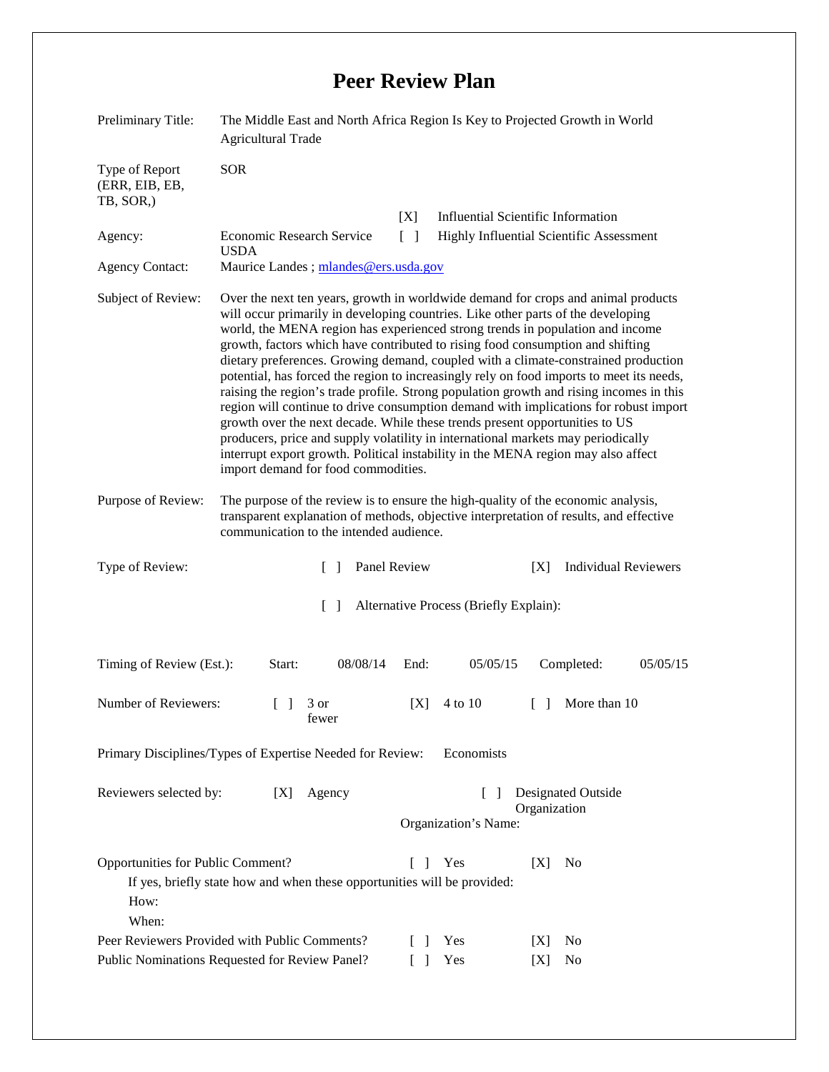# Peer Review Plan

| | |
|---|---|
| Preliminary Title: | The Middle East and North Africa Region Is Key to Projected Growth in World Agricultural Trade |
| Type of Report (ERR, EIB, EB, TB, SOR,) | SOR |
| Agency: | Economic Research Service USDA |
| | [X] Influential Scientific Information |
| | [ ] Highly Influential Scientific Assessment |
| Agency Contact: | Maurice Landes ; mlandes@ers.usda.gov |
| Subject of Review: | Over the next ten years, growth in worldwide demand for crops and animal products will occur primarily in developing countries. Like other parts of the developing world, the MENA region has experienced strong trends in population and income growth, factors which have contributed to rising food consumption and shifting dietary preferences. Growing demand, coupled with a climate-constrained production potential, has forced the region to increasingly rely on food imports to meet its needs, raising the region's trade profile. Strong population growth and rising incomes in this region will continue to drive consumption demand with implications for robust import growth over the next decade. While these trends present opportunities to US producers, price and supply volatility in international markets may periodically interrupt export growth. Political instability in the MENA region may also affect import demand for food commodities. |
| Purpose of Review: | The purpose of the review is to ensure the high-quality of the economic analysis, transparent explanation of methods, objective interpretation of results, and effective communication to the intended audience. |

Type of Review: [ ] Panel Review [X] Individual Reviewers

[ ] Alternative Process (Briefly Explain):

Timing of Review (Est.): Start: 08/08/14 End: 05/05/15 Completed: 05/05/15

Number of Reviewers: [ ] 3 or fewer [X] 4 to 10 [ ] More than 10

Primary Disciplines/Types of Expertise Needed for Review: Economists

Reviewers selected by: [X] Agency [ ] Designated Outside Organization

Organization's Name:

Opportunities for Public Comment? [ ] Yes [X] No

If yes, briefly state how and when these opportunities will be provided:

How:

When:

Peer Reviewers Provided with Public Comments? [ ] Yes [X] No

Public Nominations Requested for Review Panel? [ ] Yes [X] No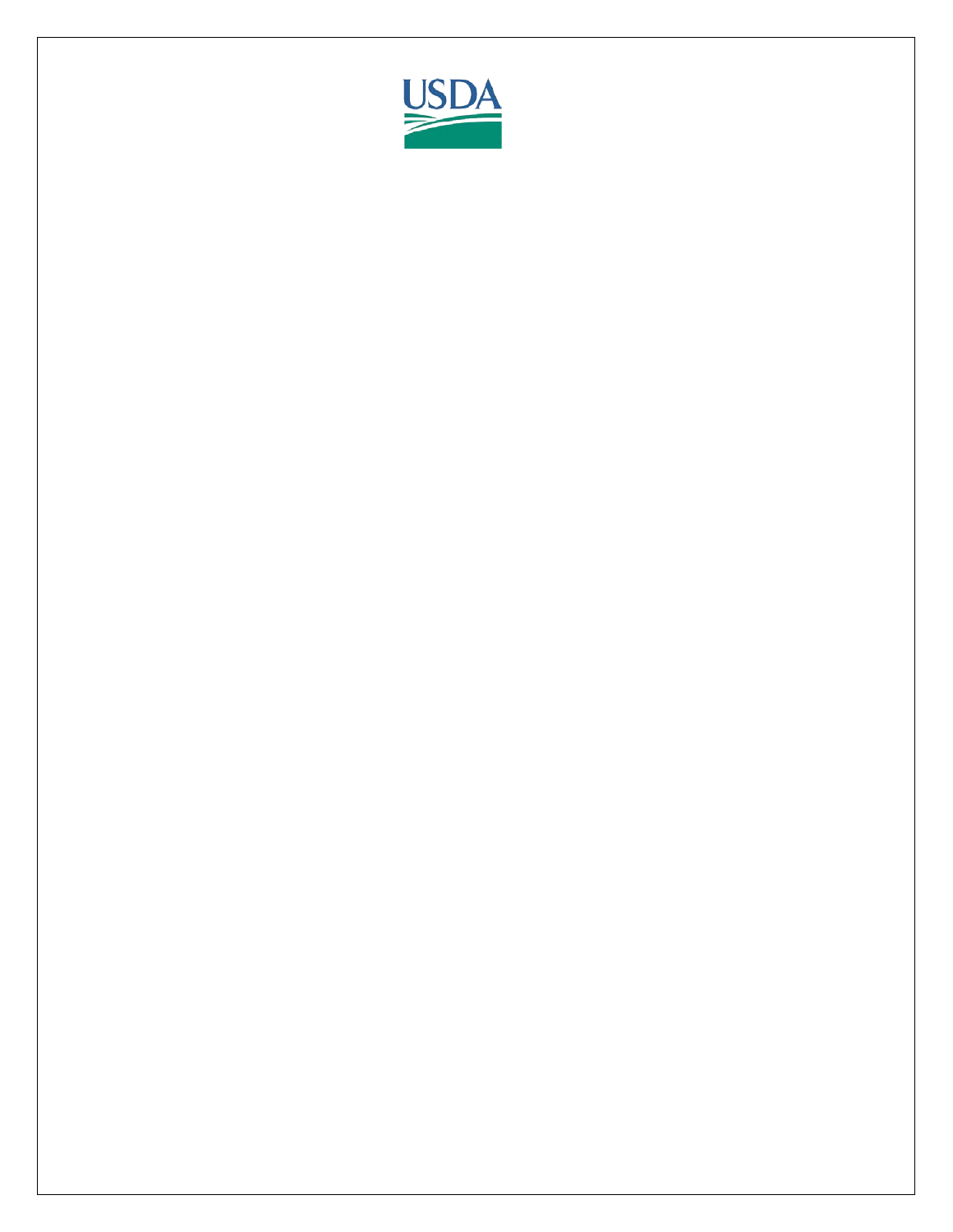USDA